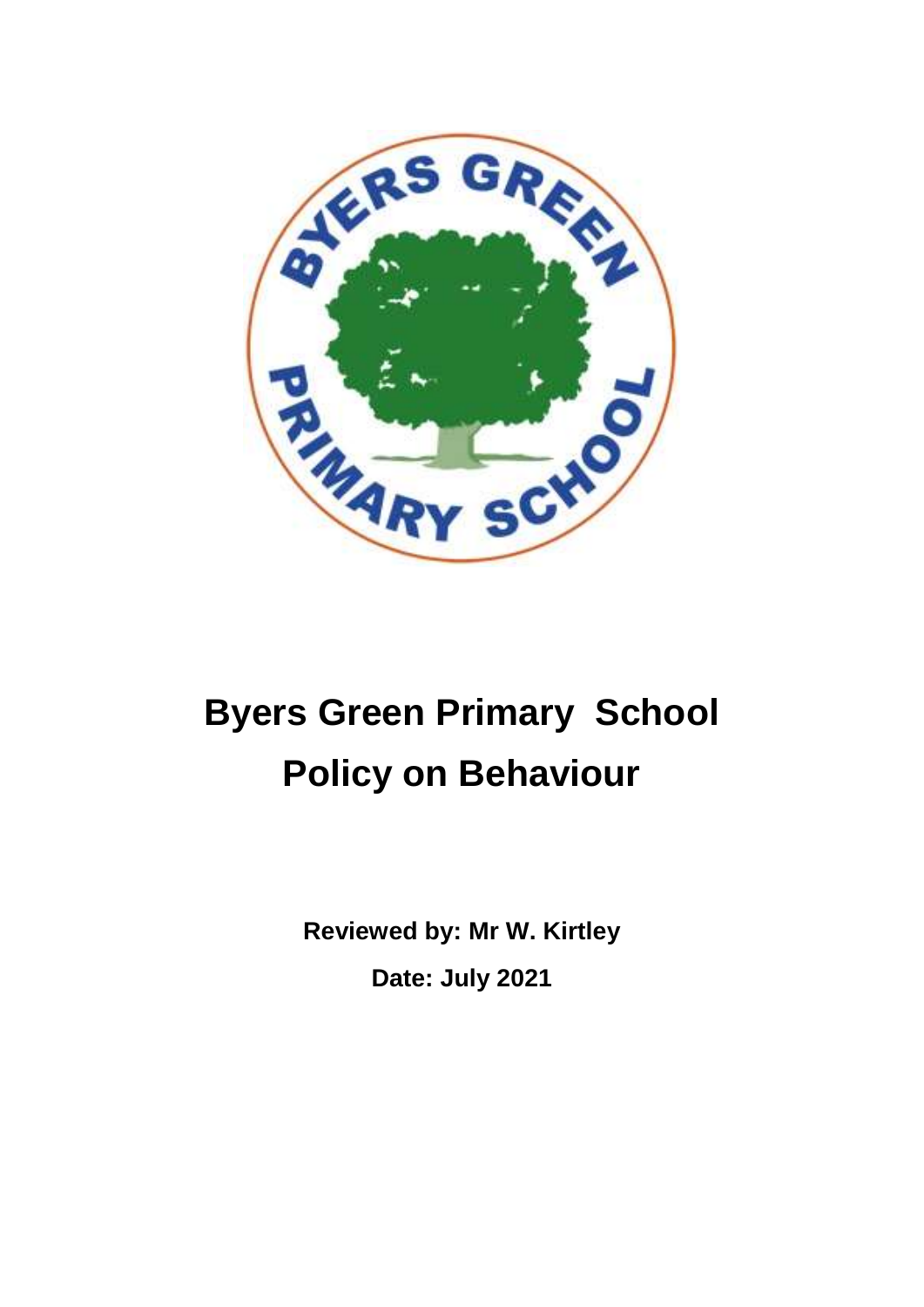# Byers Green Primary School
# Policy on Behaviour

**Reviewed by: Mr W. Kirtley**

**Date: July 2021**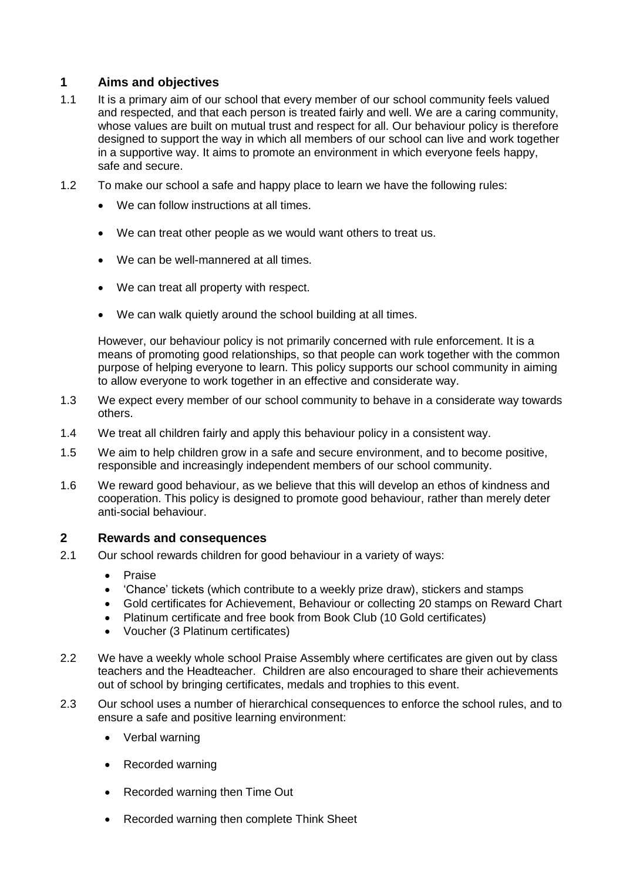## 1 Aims and objectives

1.1 It is a primary aim of our school that every member of our school community feels valued and respected, and that each person is treated fairly and well. We are a caring community, whose values are built on mutual trust and respect for all. Our behaviour policy is therefore designed to support the way in which all members of our school can live and work together in a supportive way. It aims to promote an environment in which everyone feels happy, safe and secure.

1.2 To make our school a safe and happy place to learn we have the following rules:

- We can follow instructions at all times.
- We can treat other people as we would want others to treat us.
- We can be well-mannered at all times.
- We can treat all property with respect.
- We can walk quietly around the school building at all times.

However, our behaviour policy is not primarily concerned with rule enforcement. It is a means of promoting good relationships, so that people can work together with the common purpose of helping everyone to learn. This policy supports our school community in aiming to allow everyone to work together in an effective and considerate way.

1.3 We expect every member of our school community to behave in a considerate way towards others.

1.4 We treat all children fairly and apply this behaviour policy in a consistent way.

1.5 We aim to help children grow in a safe and secure environment, and to become positive, responsible and increasingly independent members of our school community.

1.6 We reward good behaviour, as we believe that this will develop an ethos of kindness and cooperation. This policy is designed to promote good behaviour, rather than merely deter anti-social behaviour.

## 2 Rewards and consequences

2.1 Our school rewards children for good behaviour in a variety of ways:

- Praise
- 'Chance' tickets (which contribute to a weekly prize draw), stickers and stamps
- Gold certificates for Achievement, Behaviour or collecting 20 stamps on Reward Chart
- Platinum certificate and free book from Book Club (10 Gold certificates)
- Voucher (3 Platinum certificates)

2.2 We have a weekly whole school Praise Assembly where certificates are given out by class teachers and the Headteacher. Children are also encouraged to share their achievements out of school by bringing certificates, medals and trophies to this event.

2.3 Our school uses a number of hierarchical consequences to enforce the school rules, and to ensure a safe and positive learning environment:

- Verbal warning
- Recorded warning
- Recorded warning then Time Out
- Recorded warning then complete Think Sheet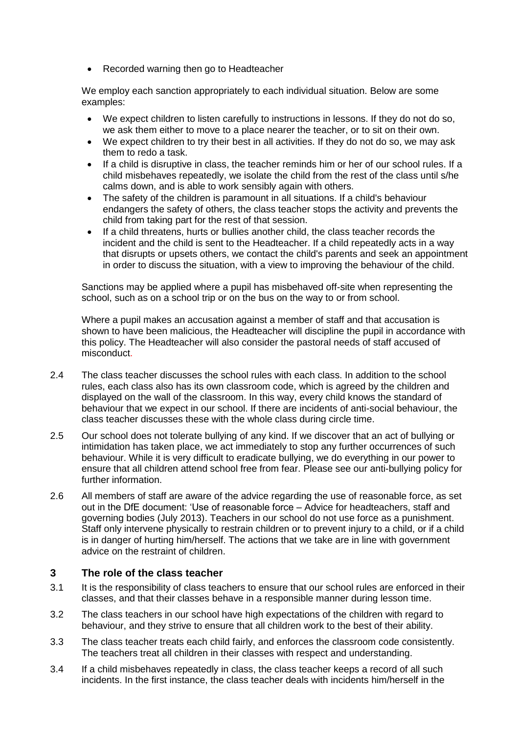- Recorded warning then go to Headteacher

We employ each sanction appropriately to each individual situation. Below are some examples:

- We expect children to listen carefully to instructions in lessons. If they do not do so, we ask them either to move to a place nearer the teacher, or to sit on their own.
- We expect children to try their best in all activities. If they do not do so, we may ask them to redo a task.
- If a child is disruptive in class, the teacher reminds him or her of our school rules. If a child misbehaves repeatedly, we isolate the child from the rest of the class until s/he calms down, and is able to work sensibly again with others.
- The safety of the children is paramount in all situations. If a child's behaviour endangers the safety of others, the class teacher stops the activity and prevents the child from taking part for the rest of that session.
- If a child threatens, hurts or bullies another child, the class teacher records the incident and the child is sent to the Headteacher. If a child repeatedly acts in a way that disrupts or upsets others, we contact the child's parents and seek an appointment in order to discuss the situation, with a view to improving the behaviour of the child.

Sanctions may be applied where a pupil has misbehaved off-site when representing the school, such as on a school trip or on the bus on the way to or from school.

Where a pupil makes an accusation against a member of staff and that accusation is shown to have been malicious, the Headteacher will discipline the pupil in accordance with this policy. The Headteacher will also consider the pastoral needs of staff accused of misconduct.

2.4 The class teacher discusses the school rules with each class. In addition to the school rules, each class also has its own classroom code, which is agreed by the children and displayed on the wall of the classroom. In this way, every child knows the standard of behaviour that we expect in our school. If there are incidents of anti-social behaviour, the class teacher discusses these with the whole class during circle time.

2.5 Our school does not tolerate bullying of any kind. If we discover that an act of bullying or intimidation has taken place, we act immediately to stop any further occurrences of such behaviour. While it is very difficult to eradicate bullying, we do everything in our power to ensure that all children attend school free from fear. Please see our anti-bullying policy for further information.

2.6 All members of staff are aware of the advice regarding the use of reasonable force, as set out in the DfE document: 'Use of reasonable force – Advice for headteachers, staff and governing bodies (July 2013). Teachers in our school do not use force as a punishment. Staff only intervene physically to restrain children or to prevent injury to a child, or if a child is in danger of hurting him/herself. The actions that we take are in line with government advice on the restraint of children.

## 3 The role of the class teacher

3.1 It is the responsibility of class teachers to ensure that our school rules are enforced in their classes, and that their classes behave in a responsible manner during lesson time.

3.2 The class teachers in our school have high expectations of the children with regard to behaviour, and they strive to ensure that all children work to the best of their ability.

3.3 The class teacher treats each child fairly, and enforces the classroom code consistently. The teachers treat all children in their classes with respect and understanding.

3.4 If a child misbehaves repeatedly in class, the class teacher keeps a record of all such incidents. In the first instance, the class teacher deals with incidents him/herself in the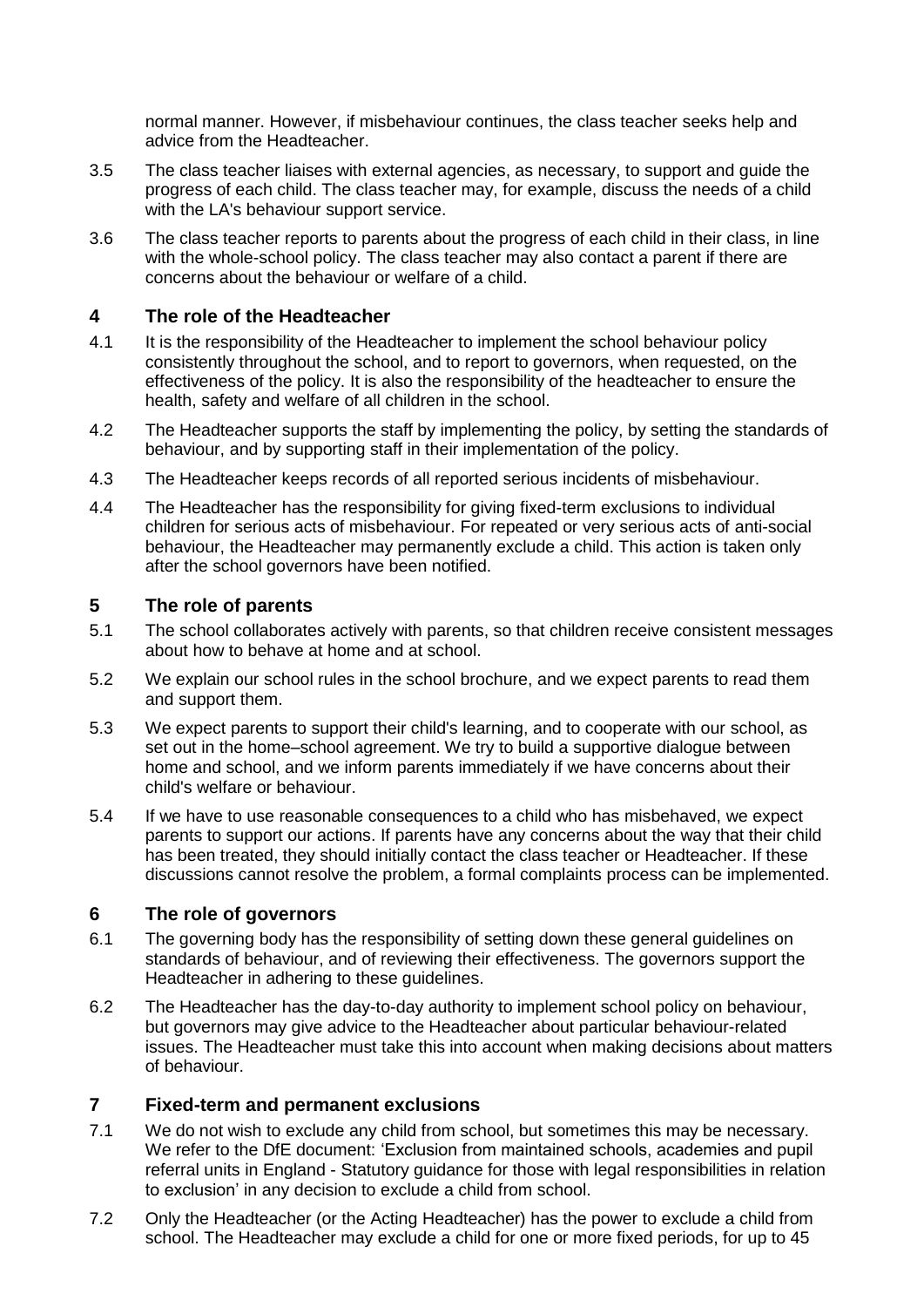normal manner. However, if misbehaviour continues, the class teacher seeks help and advice from the Headteacher.

3.5 The class teacher liaises with external agencies, as necessary, to support and guide the progress of each child. The class teacher may, for example, discuss the needs of a child with the LA's behaviour support service.

3.6 The class teacher reports to parents about the progress of each child in their class, in line with the whole-school policy. The class teacher may also contact a parent if there are concerns about the behaviour or welfare of a child.

## 4 The role of the Headteacher

4.1 It is the responsibility of the Headteacher to implement the school behaviour policy consistently throughout the school, and to report to governors, when requested, on the effectiveness of the policy. It is also the responsibility of the headteacher to ensure the health, safety and welfare of all children in the school.

4.2 The Headteacher supports the staff by implementing the policy, by setting the standards of behaviour, and by supporting staff in their implementation of the policy.

4.3 The Headteacher keeps records of all reported serious incidents of misbehaviour.

4.4 The Headteacher has the responsibility for giving fixed-term exclusions to individual children for serious acts of misbehaviour. For repeated or very serious acts of anti-social behaviour, the Headteacher may permanently exclude a child. This action is taken only after the school governors have been notified.

## 5 The role of parents

5.1 The school collaborates actively with parents, so that children receive consistent messages about how to behave at home and at school.

5.2 We explain our school rules in the school brochure, and we expect parents to read them and support them.

5.3 We expect parents to support their child's learning, and to cooperate with our school, as set out in the home–school agreement. We try to build a supportive dialogue between home and school, and we inform parents immediately if we have concerns about their child's welfare or behaviour.

5.4 If we have to use reasonable consequences to a child who has misbehaved, we expect parents to support our actions. If parents have any concerns about the way that their child has been treated, they should initially contact the class teacher or Headteacher. If these discussions cannot resolve the problem, a formal complaints process can be implemented.

## 6 The role of governors

6.1 The governing body has the responsibility of setting down these general guidelines on standards of behaviour, and of reviewing their effectiveness. The governors support the Headteacher in adhering to these guidelines.

6.2 The Headteacher has the day-to-day authority to implement school policy on behaviour, but governors may give advice to the Headteacher about particular behaviour-related issues. The Headteacher must take this into account when making decisions about matters of behaviour.

## 7 Fixed-term and permanent exclusions

7.1 We do not wish to exclude any child from school, but sometimes this may be necessary. We refer to the DfE document: 'Exclusion from maintained schools, academies and pupil referral units in England - Statutory guidance for those with legal responsibilities in relation to exclusion' in any decision to exclude a child from school.

7.2 Only the Headteacher (or the Acting Headteacher) has the power to exclude a child from school. The Headteacher may exclude a child for one or more fixed periods, for up to 45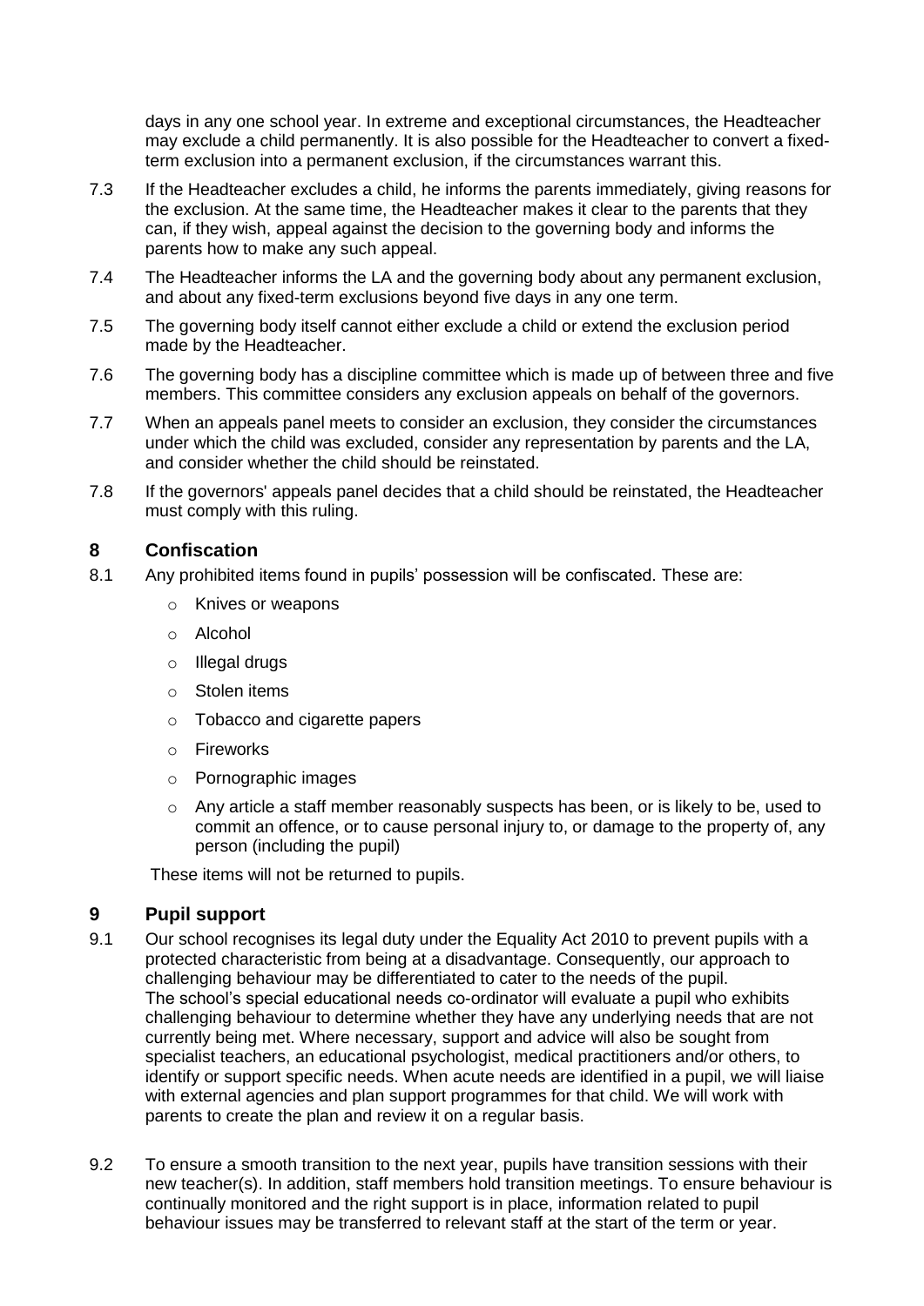days in any one school year. In extreme and exceptional circumstances, the Headteacher may exclude a child permanently. It is also possible for the Headteacher to convert a fixed-term exclusion into a permanent exclusion, if the circumstances warrant this.

7.3 If the Headteacher excludes a child, he informs the parents immediately, giving reasons for the exclusion. At the same time, the Headteacher makes it clear to the parents that they can, if they wish, appeal against the decision to the governing body and informs the parents how to make any such appeal.

7.4 The Headteacher informs the LA and the governing body about any permanent exclusion, and about any fixed-term exclusions beyond five days in any one term.

7.5 The governing body itself cannot either exclude a child or extend the exclusion period made by the Headteacher.

7.6 The governing body has a discipline committee which is made up of between three and five members. This committee considers any exclusion appeals on behalf of the governors.

7.7 When an appeals panel meets to consider an exclusion, they consider the circumstances under which the child was excluded, consider any representation by parents and the LA, and consider whether the child should be reinstated.

7.8 If the governors' appeals panel decides that a child should be reinstated, the Headteacher must comply with this ruling.

## 8 Confiscation

8.1 Any prohibited items found in pupils' possession will be confiscated. These are:

- Knives or weapons
- Alcohol
- Illegal drugs
- Stolen items
- Tobacco and cigarette papers
- Fireworks
- Pornographic images
- Any article a staff member reasonably suspects has been, or is likely to be, used to commit an offence, or to cause personal injury to, or damage to the property of, any person (including the pupil)

These items will not be returned to pupils.

## 9 Pupil support

9.1 Our school recognises its legal duty under the Equality Act 2010 to prevent pupils with a protected characteristic from being at a disadvantage. Consequently, our approach to challenging behaviour may be differentiated to cater to the needs of the pupil. The school's special educational needs co-ordinator will evaluate a pupil who exhibits challenging behaviour to determine whether they have any underlying needs that are not currently being met. Where necessary, support and advice will also be sought from specialist teachers, an educational psychologist, medical practitioners and/or others, to identify or support specific needs. When acute needs are identified in a pupil, we will liaise with external agencies and plan support programmes for that child. We will work with parents to create the plan and review it on a regular basis.

9.2 To ensure a smooth transition to the next year, pupils have transition sessions with their new teacher(s). In addition, staff members hold transition meetings. To ensure behaviour is continually monitored and the right support is in place, information related to pupil behaviour issues may be transferred to relevant staff at the start of the term or year.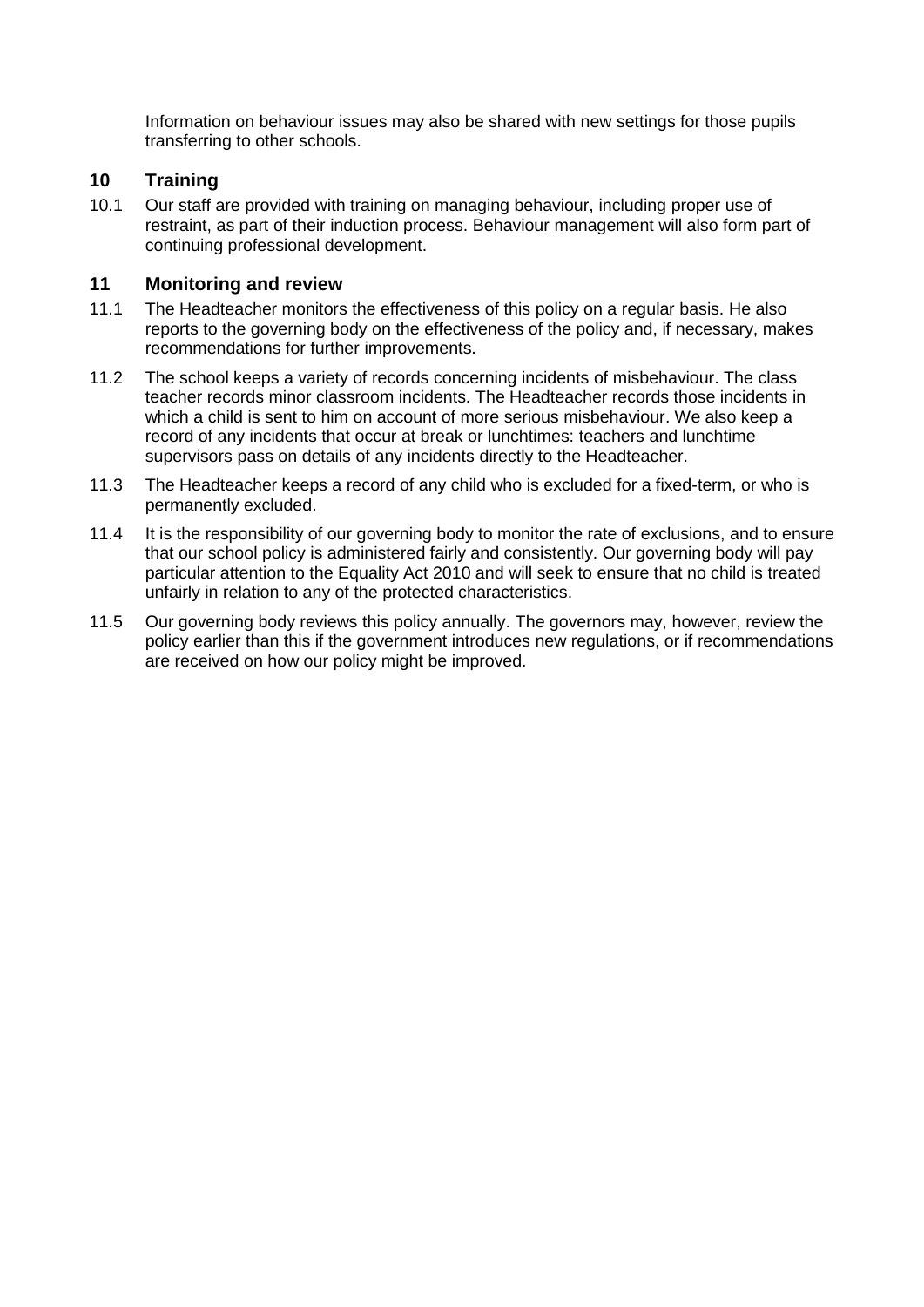Information on behaviour issues may also be shared with new settings for those pupils transferring to other schools.

## 10 Training

10.1 Our staff are provided with training on managing behaviour, including proper use of restraint, as part of their induction process. Behaviour management will also form part of continuing professional development.

## 11 Monitoring and review

11.1 The Headteacher monitors the effectiveness of this policy on a regular basis. He also reports to the governing body on the effectiveness of the policy and, if necessary, makes recommendations for further improvements.

11.2 The school keeps a variety of records concerning incidents of misbehaviour. The class teacher records minor classroom incidents. The Headteacher records those incidents in which a child is sent to him on account of more serious misbehaviour. We also keep a record of any incidents that occur at break or lunchtimes: teachers and lunchtime supervisors pass on details of any incidents directly to the Headteacher.

11.3 The Headteacher keeps a record of any child who is excluded for a fixed-term, or who is permanently excluded.

11.4 It is the responsibility of our governing body to monitor the rate of exclusions, and to ensure that our school policy is administered fairly and consistently. Our governing body will pay particular attention to the Equality Act 2010 and will seek to ensure that no child is treated unfairly in relation to any of the protected characteristics.

11.5 Our governing body reviews this policy annually. The governors may, however, review the policy earlier than this if the government introduces new regulations, or if recommendations are received on how our policy might be improved.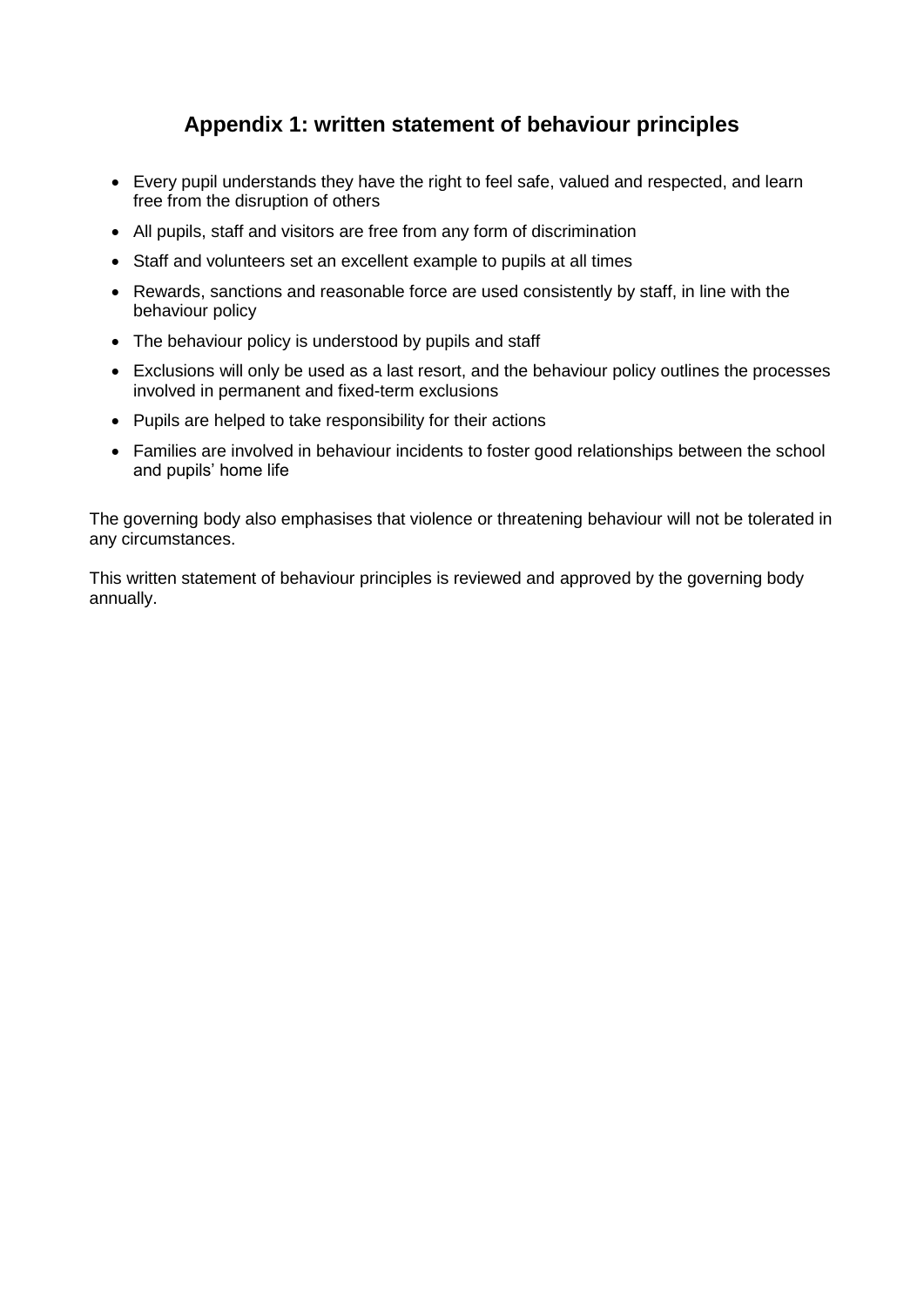## Appendix 1: written statement of behaviour principles

- Every pupil understands they have the right to feel safe, valued and respected, and learn free from the disruption of others
- All pupils, staff and visitors are free from any form of discrimination
- Staff and volunteers set an excellent example to pupils at all times
- Rewards, sanctions and reasonable force are used consistently by staff, in line with the behaviour policy
- The behaviour policy is understood by pupils and staff
- Exclusions will only be used as a last resort, and the behaviour policy outlines the processes involved in permanent and fixed-term exclusions
- Pupils are helped to take responsibility for their actions
- Families are involved in behaviour incidents to foster good relationships between the school and pupils' home life

The governing body also emphasises that violence or threatening behaviour will not be tolerated in any circumstances.

This written statement of behaviour principles is reviewed and approved by the governing body annually.